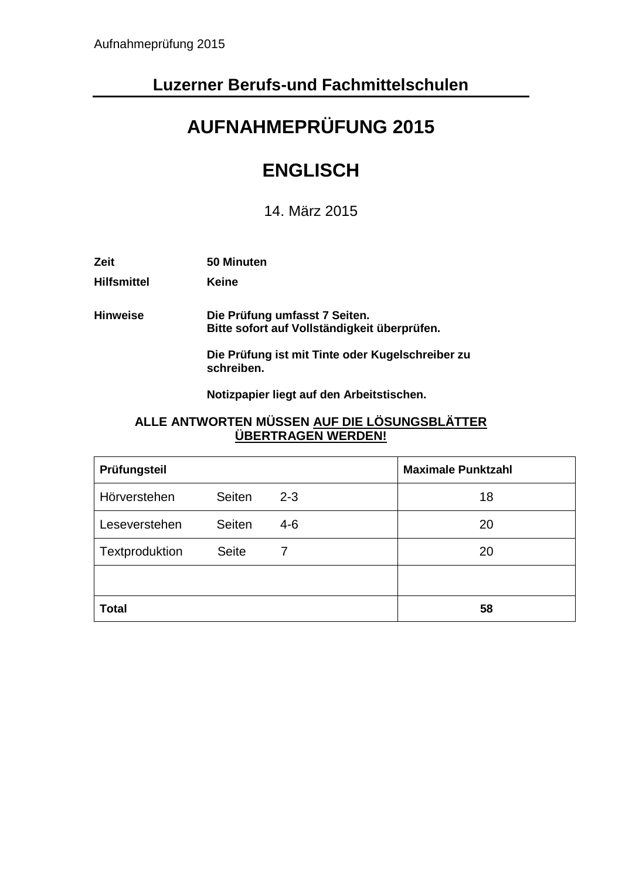## Luzerner Berufs-und Fachmittelschulen

# AUFNAHMEPRÜFUNG 2015

# ENGLISCH

14. März 2015

**Zeit** **50 Minuten**

**Hilfsmittel** **Keine**

**Hinweise** **Die Prüfung umfasst 7 Seiten.**
**Bitte sofort auf Vollständigkeit überprüfen.**

**Die Prüfung ist mit Tinte oder Kugelschreiber zu schreiben.**

**Notizpapier liegt auf den Arbeitstischen.**

**ALLE ANTWORTEN MÜSSEN AUF DIE LÖSUNGSBLÄTTER ÜBERTRAGEN WERDEN!**

| **Prüfungsteil** | **Maximale Punktzahl** |
| --- | --- |
| Hörverstehen Seiten 2-3 | 18 |
| Leseverstehen Seiten 4-6 | 20 |
| Textproduktion Seite 7 | 20 |
| | |
| **Total** | **58** |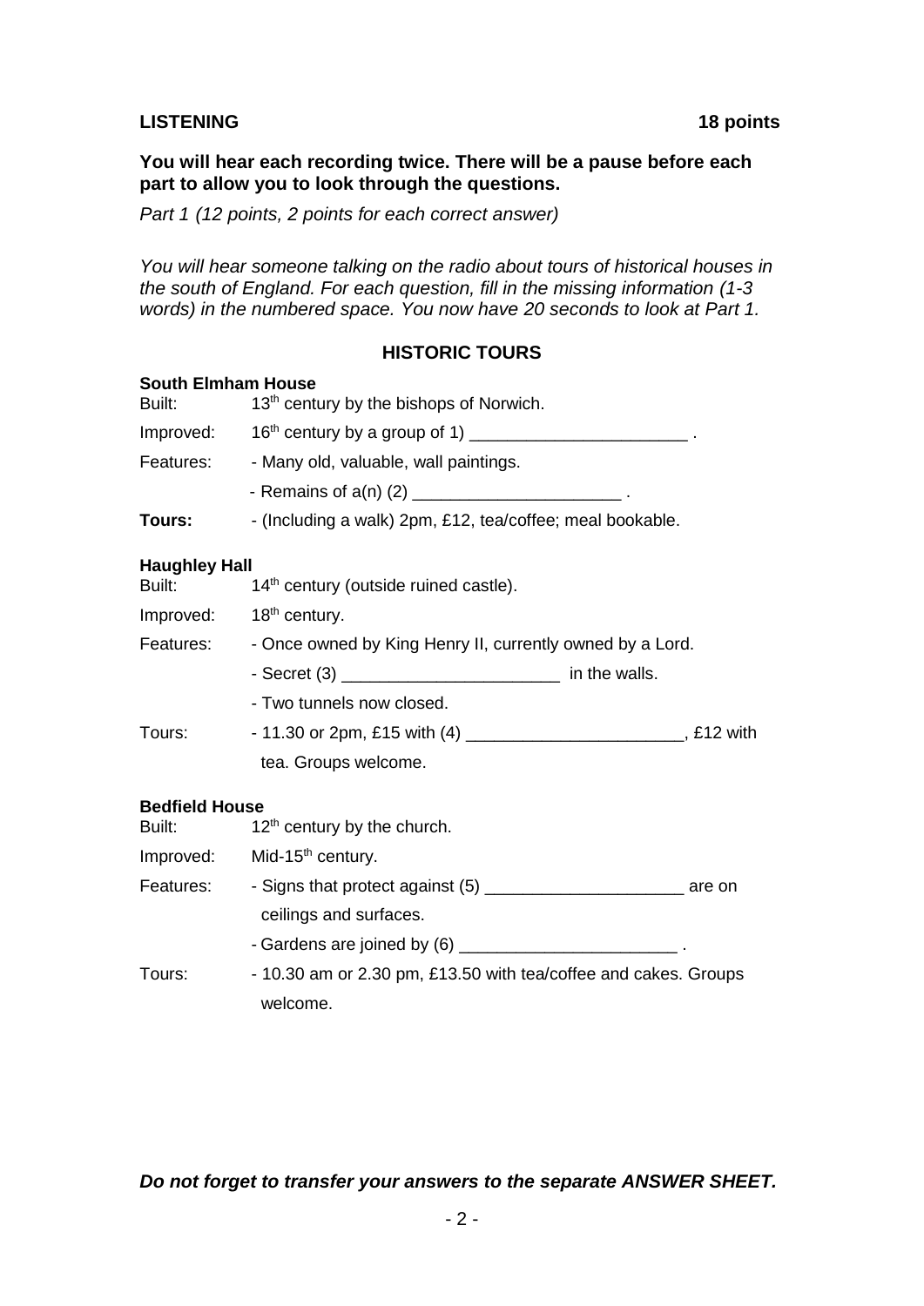## LISTENING — 18 points

**You will hear each recording twice. There will be a pause before each part to allow you to look through the questions.**

*Part 1 (12 points, 2 points for each correct answer)*

*You will hear someone talking on the radio about tours of historical houses in the south of England. For each question, fill in the missing information (1-3 words) in the numbered space. You now have 20 seconds to look at Part 1.*

### HISTORIC TOURS

**South Elmham House**

| | |
|---|---|
| Built: | 13th century by the bishops of Norwich. |
| Improved: | 16th century by a group of 1) _______________________ . |
| Features: | - Many old, valuable, wall paintings. |
| | - Remains of a(n) (2) ______________________ . |
| **Tours:** | - (Including a walk) 2pm, £12, tea/coffee; meal bookable. |

**Haughley Hall**

| | |
|---|---|
| Built: | 14th century (outside ruined castle). |
| Improved: | 18th century. |
| Features: | - Once owned by King Henry II, currently owned by a Lord. |
| | - Secret (3) _______________________ in the walls. |
| | - Two tunnels now closed. |
| Tours: | - 11.30 or 2pm, £15 with (4) ______________________, £12 with tea. Groups welcome. |

**Bedfield House**

| | |
|---|---|
| Built: | 12th century by the church. |
| Improved: | Mid-15th century. |
| Features: | - Signs that protect against (5) _____________________ are on ceilings and surfaces. |
| | - Gardens are joined by (6) _______________________ . |
| Tours: | - 10.30 am or 2.30 pm, £13.50 with tea/coffee and cakes. Groups welcome. |

***Do not forget to transfer your answers to the separate ANSWER SHEET.***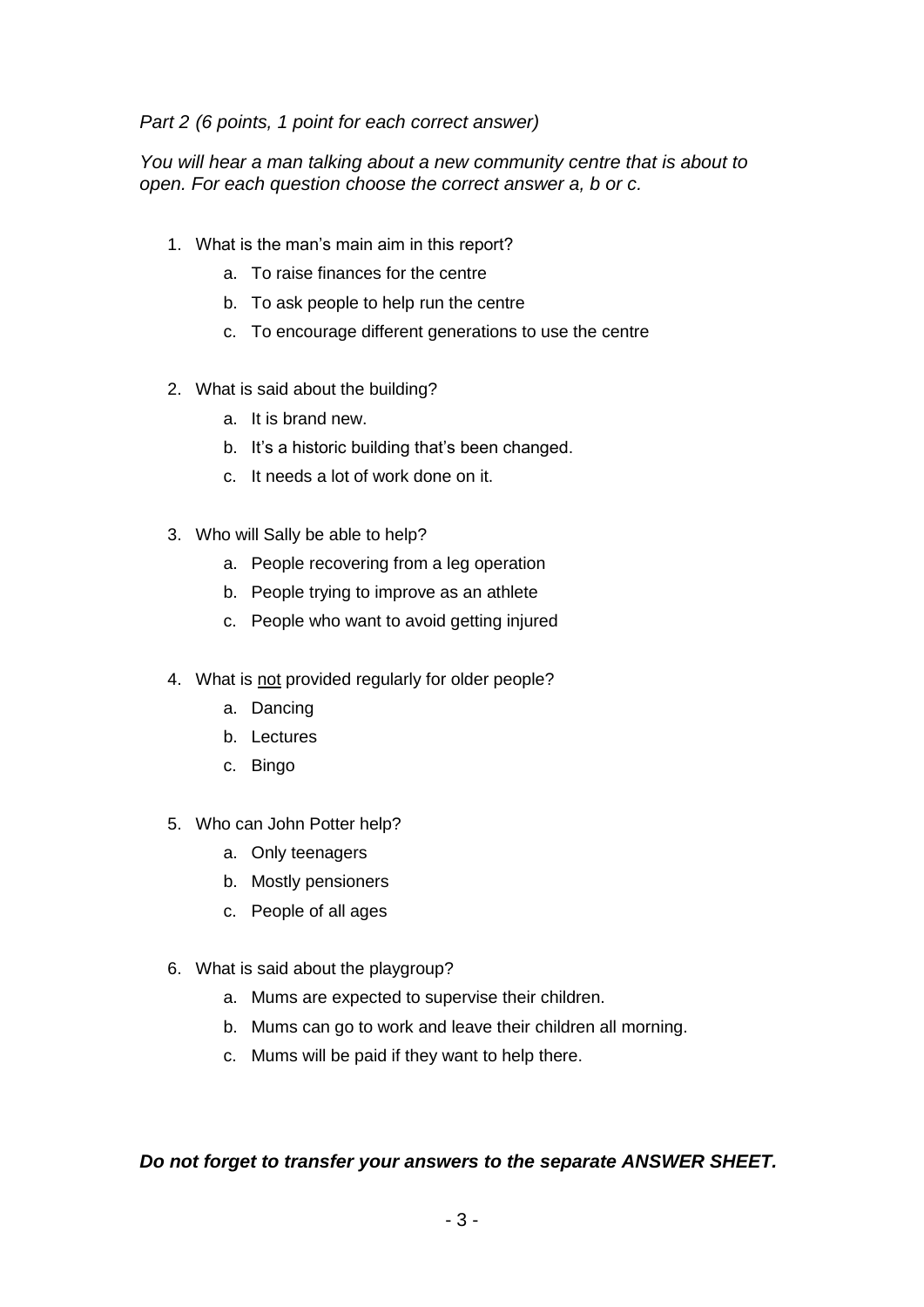*Part 2 (6 points, 1 point for each correct answer)*

*You will hear a man talking about a new community centre that is about to open. For each question choose the correct answer a, b or c.*

1. What is the man's main aim in this report?
    a. To raise finances for the centre
    b. To ask people to help run the centre
    c. To encourage different generations to use the centre

2. What is said about the building?
    a. It is brand new.
    b. It's a historic building that's been changed.
    c. It needs a lot of work done on it.

3. Who will Sally be able to help?
    a. People recovering from a leg operation
    b. People trying to improve as an athlete
    c. People who want to avoid getting injured

4. What is <u>not</u> provided regularly for older people?
    a. Dancing
    b. Lectures
    c. Bingo

5. Who can John Potter help?
    a. Only teenagers
    b. Mostly pensioners
    c. People of all ages

6. What is said about the playgroup?
    a. Mums are expected to supervise their children.
    b. Mums can go to work and leave their children all morning.
    c. Mums will be paid if they want to help there.

***Do not forget to transfer your answers to the separate ANSWER SHEET.***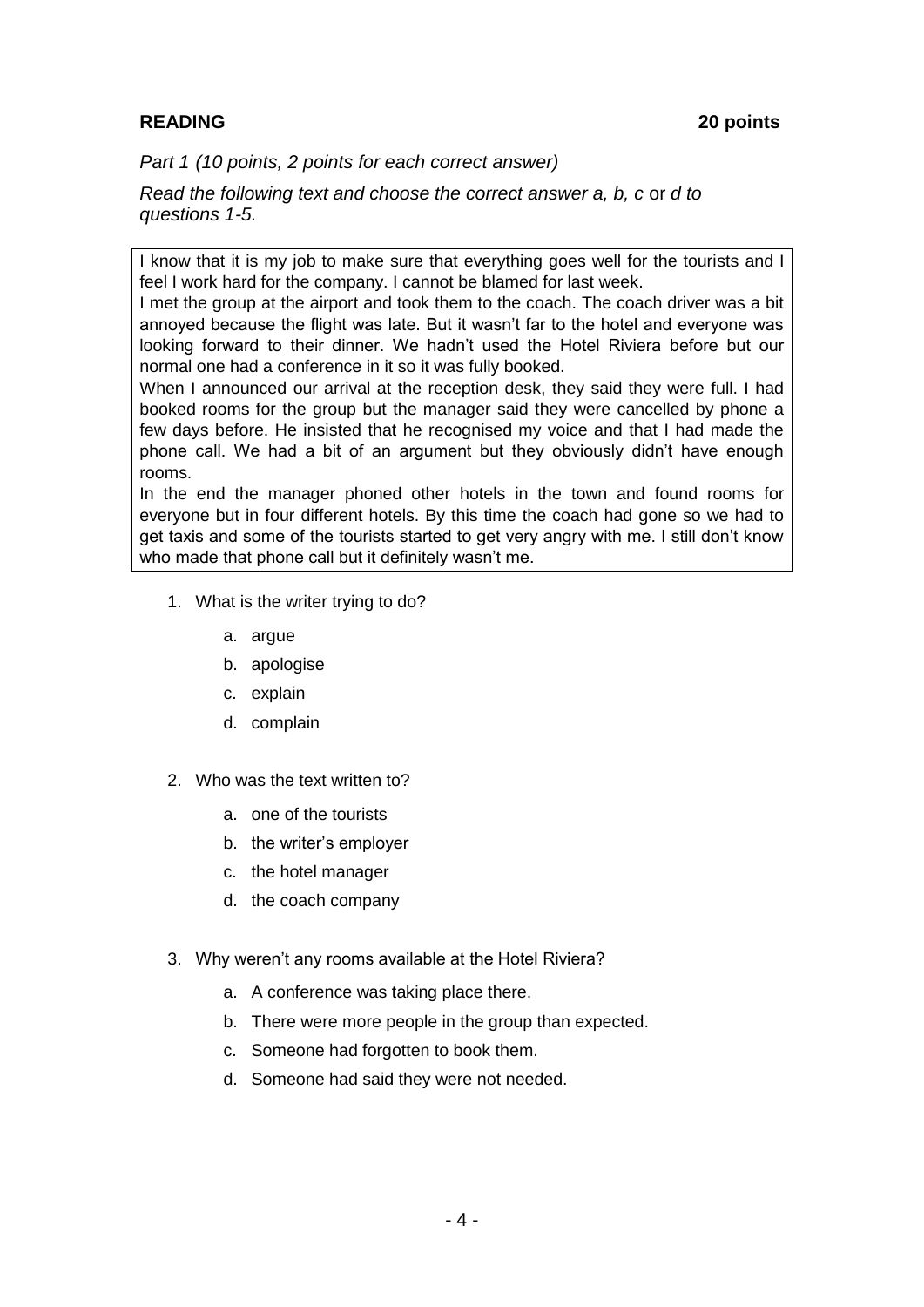**READING** **20 points**

*Part 1 (10 points, 2 points for each correct answer)*

*Read the following text and choose the correct answer a, b, c* or *d to questions 1-5.*

> I know that it is my job to make sure that everything goes well for the tourists and I feel I work hard for the company. I cannot be blamed for last week.
>
> I met the group at the airport and took them to the coach. The coach driver was a bit annoyed because the flight was late. But it wasn't far to the hotel and everyone was looking forward to their dinner. We hadn't used the Hotel Riviera before but our normal one had a conference in it so it was fully booked.
>
> When I announced our arrival at the reception desk, they said they were full. I had booked rooms for the group but the manager said they were cancelled by phone a few days before. He insisted that he recognised my voice and that I had made the phone call. We had a bit of an argument but they obviously didn't have enough rooms.
>
> In the end the manager phoned other hotels in the town and found rooms for everyone but in four different hotels. By this time the coach had gone so we had to get taxis and some of the tourists started to get very angry with me. I still don't know who made that phone call but it definitely wasn't me.

1. What is the writer trying to do?
    a. argue
    b. apologise
    c. explain
    d. complain

2. Who was the text written to?
    a. one of the tourists
    b. the writer's employer
    c. the hotel manager
    d. the coach company

3. Why weren't any rooms available at the Hotel Riviera?
    a. A conference was taking place there.
    b. There were more people in the group than expected.
    c. Someone had forgotten to book them.
    d. Someone had said they were not needed.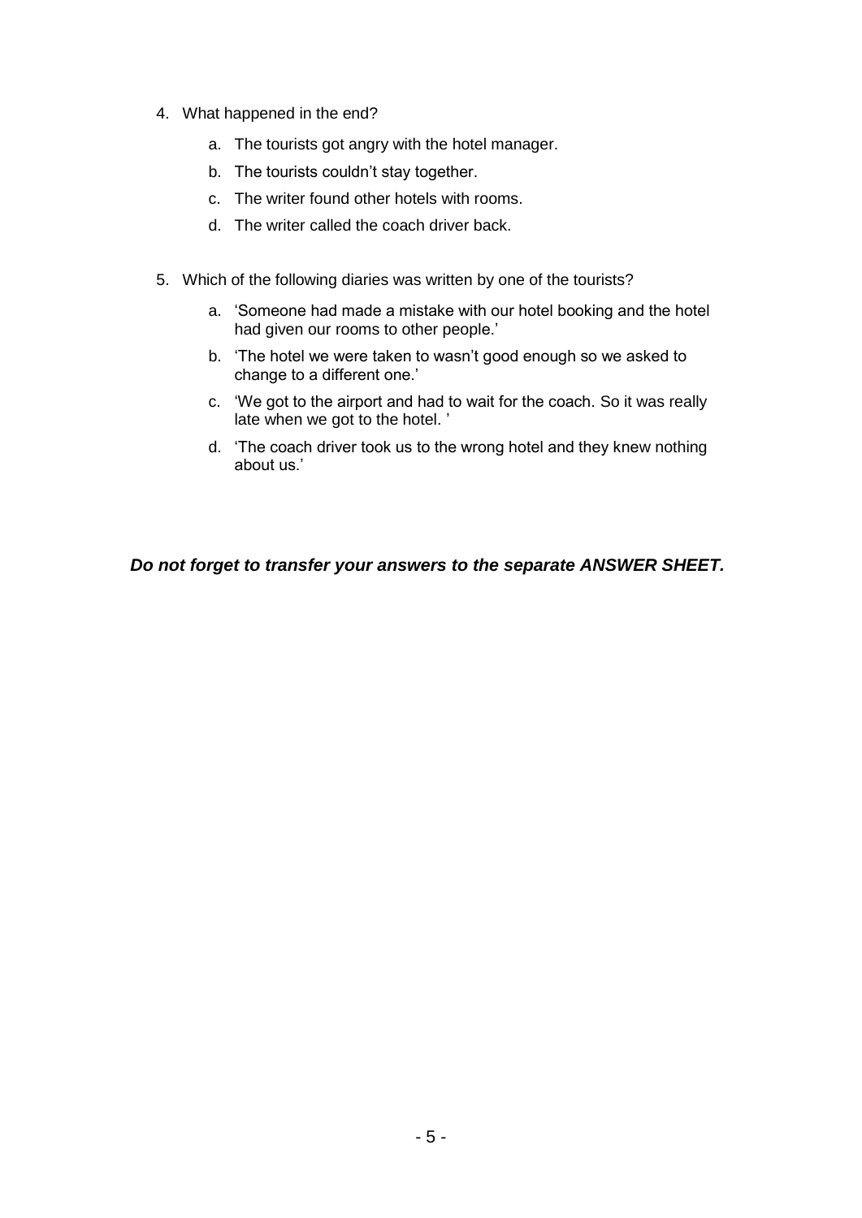4. What happened in the end?

   a. The tourists got angry with the hotel manager.

   b. The tourists couldn't stay together.

   c. The writer found other hotels with rooms.

   d. The writer called the coach driver back.

5. Which of the following diaries was written by one of the tourists?

   a. 'Someone had made a mistake with our hotel booking and the hotel had given our rooms to other people.'

   b. 'The hotel we were taken to wasn't good enough so we asked to change to a different one.'

   c. 'We got to the airport and had to wait for the coach. So it was really late when we got to the hotel. '

   d. 'The coach driver took us to the wrong hotel and they knew nothing about us.'

***Do not forget to transfer your answers to the separate ANSWER SHEET.***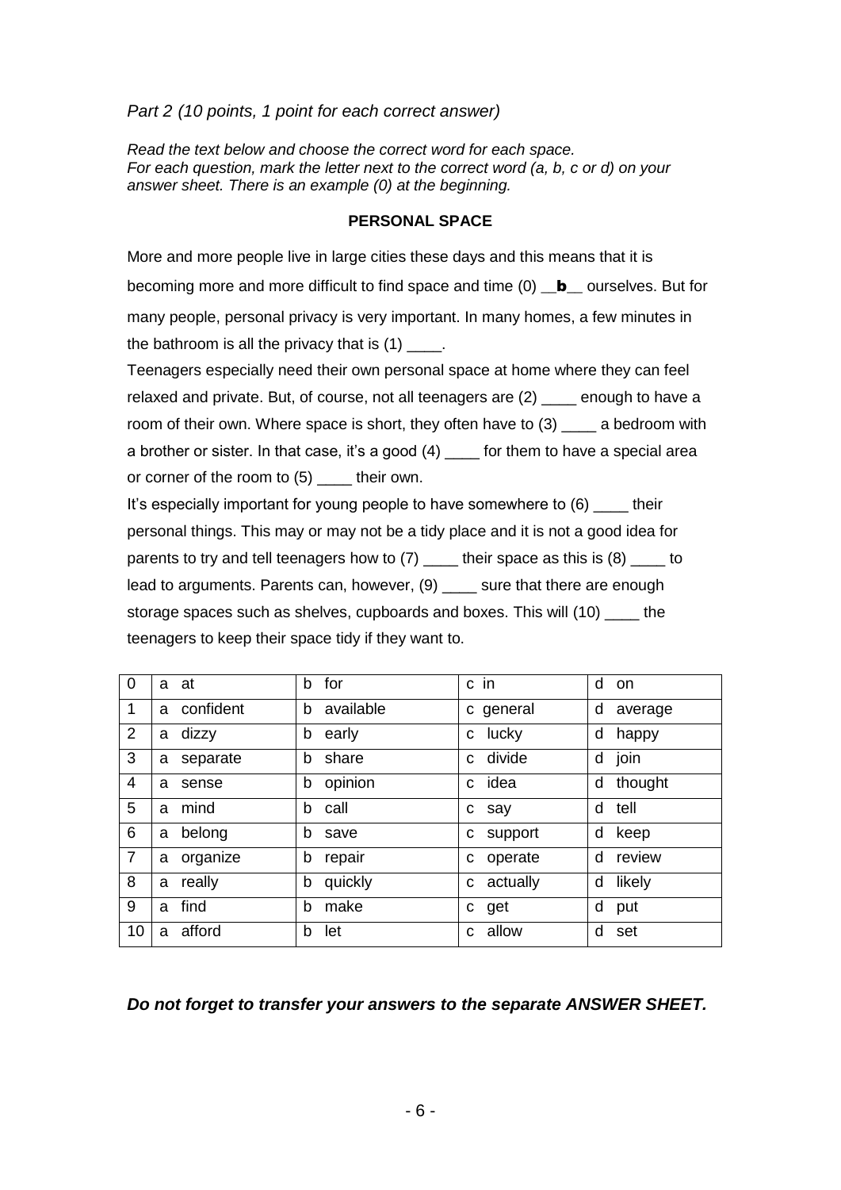*Part 2 (10 points, 1 point for each correct answer)*

*Read the text below and choose the correct word for each space.*
*For each question, mark the letter next to the correct word (a, b, c or d) on your answer sheet. There is an example (0) at the beginning.*

**PERSONAL SPACE**

More and more people live in large cities these days and this means that it is becoming more and more difficult to find space and time (0) __**b**__ ourselves. But for many people, personal privacy is very important. In many homes, a few minutes in the bathroom is all the privacy that is (1) ____.

Teenagers especially need their own personal space at home where they can feel relaxed and private. But, of course, not all teenagers are (2) ____ enough to have a room of their own. Where space is short, they often have to (3) ____ a bedroom with a brother or sister. In that case, it's a good (4) ____ for them to have a special area or corner of the room to (5) ____ their own.

It's especially important for young people to have somewhere to (6) ____ their personal things. This may or may not be a tidy place and it is not a good idea for parents to try and tell teenagers how to (7) ____ their space as this is (8) ____ to lead to arguments. Parents can, however, (9) ____ sure that there are enough storage spaces such as shelves, cupboards and boxes. This will (10) ____ the teenagers to keep their space tidy if they want to.

| | | | | |
|---|---|---|---|---|
| 0 | a at | b for | c in | d on |
| 1 | a confident | b available | c general | d average |
| 2 | a dizzy | b early | c lucky | d happy |
| 3 | a separate | b share | c divide | d join |
| 4 | a sense | b opinion | c idea | d thought |
| 5 | a mind | b call | c say | d tell |
| 6 | a belong | b save | c support | d keep |
| 7 | a organize | b repair | c operate | d review |
| 8 | a really | b quickly | c actually | d likely |
| 9 | a find | b make | c get | d put |
| 10 | a afford | b let | c allow | d set |

***Do not forget to transfer your answers to the separate ANSWER SHEET.***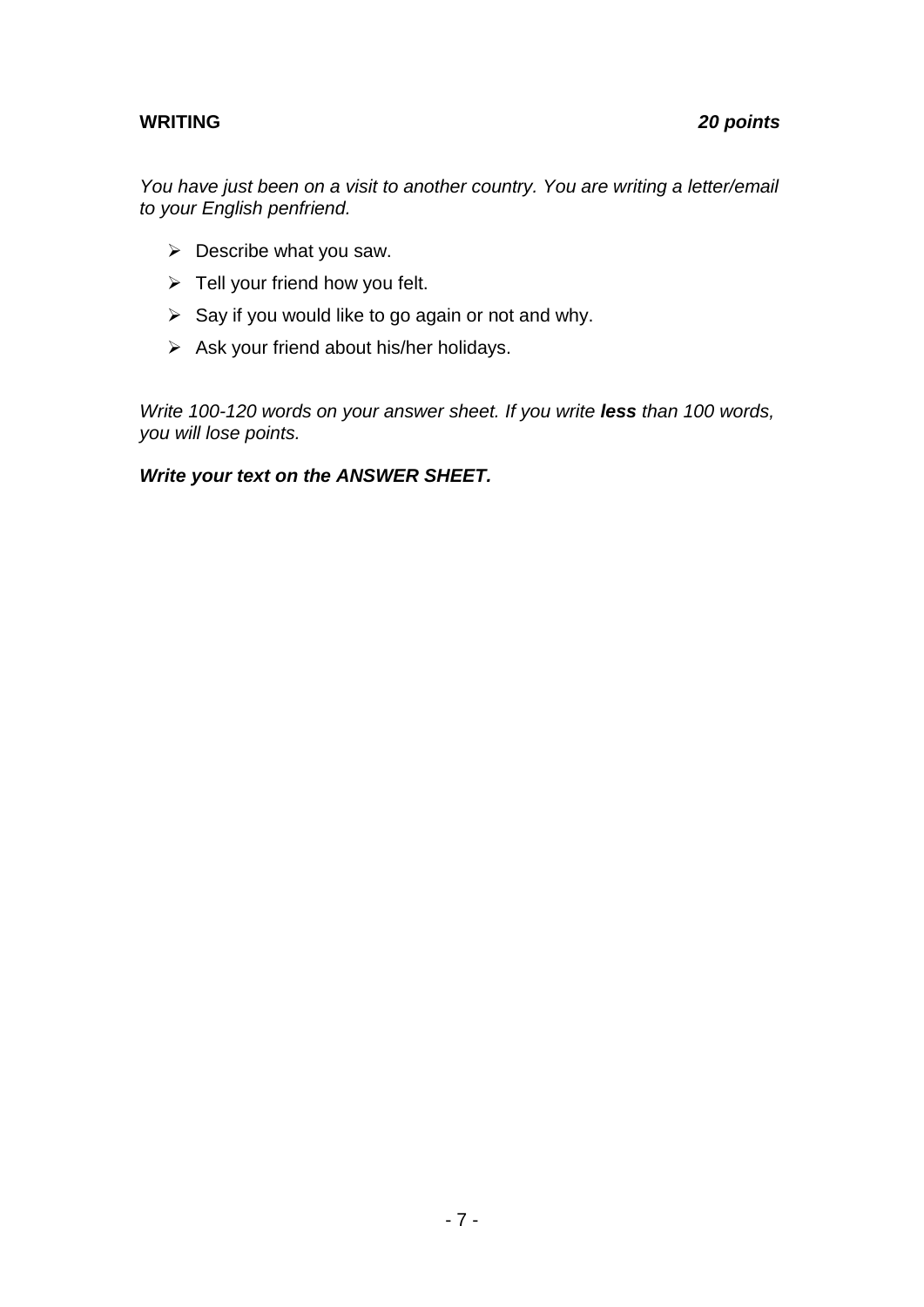## WRITING *20 points*

*You have just been on a visit to another country. You are writing a letter/email to your English penfriend.*

- Describe what you saw.
- Tell your friend how you felt.
- Say if you would like to go again or not and why.
- Ask your friend about his/her holidays.

*Write 100-120 words on your answer sheet. If you write* ***less*** *than 100 words, you will lose points.*

***Write your text on the ANSWER SHEET.***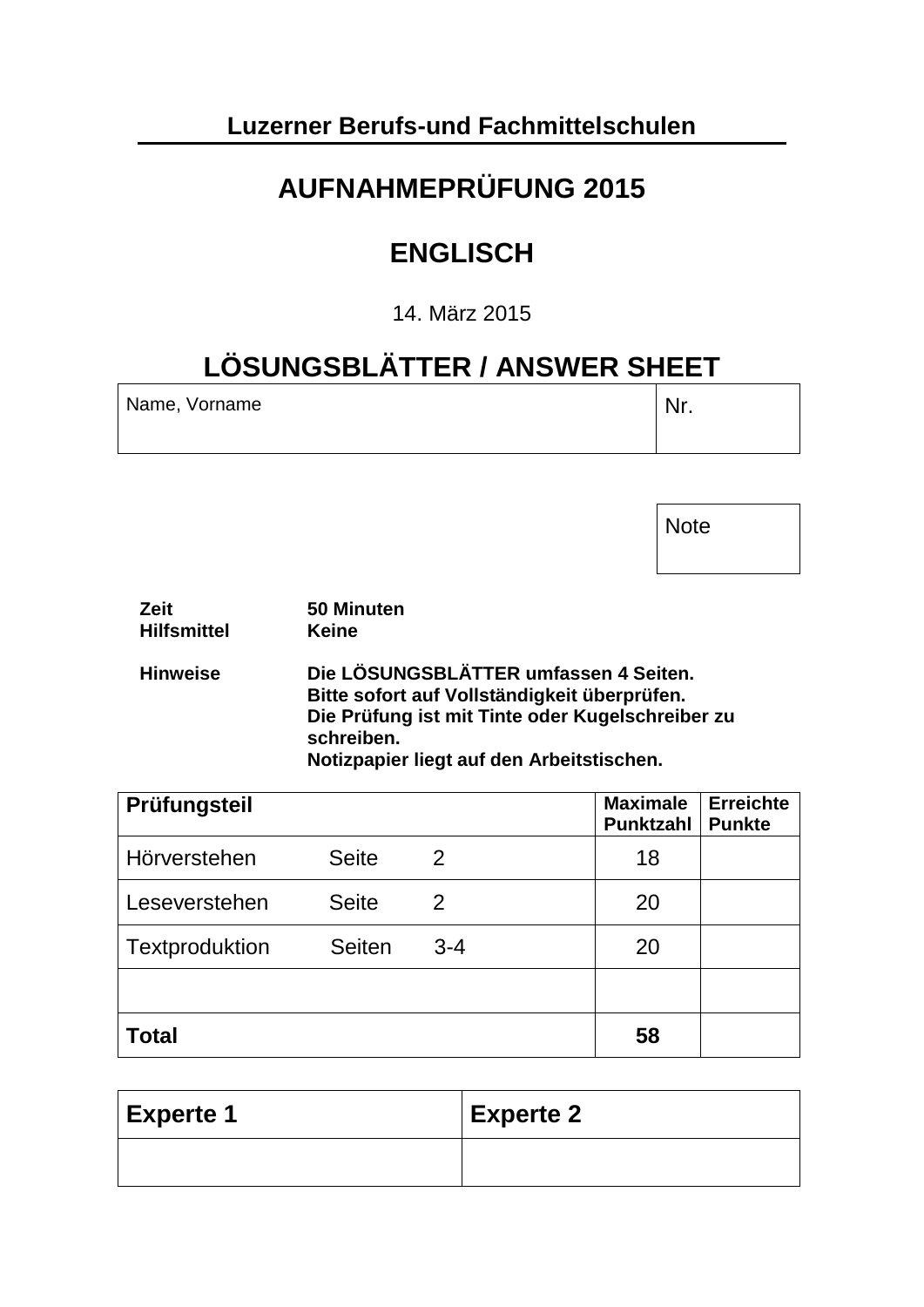**Luzerner Berufs-und Fachmittelschulen**

# AUFNAHMEPRÜFUNG 2015

# ENGLISCH

14. März 2015

## LÖSUNGSBLÄTTER / ANSWER SHEET

| Name, Vorname | Nr. |
|---|---|
| | |

| Note |
|---|
| |

| | |
|---|---|
| **Zeit** | **50 Minuten** |
| **Hilfsmittel** | **Keine** |
| **Hinweise** | **Die LÖSUNGSBLÄTTER umfassen 4 Seiten.**<br>**Bitte sofort auf Vollständigkeit überprüfen.**<br>**Die Prüfung ist mit Tinte oder Kugelschreiber zu schreiben.**<br>**Notizpapier liegt auf den Arbeitstischen.** |

| Prüfungsteil | Maximale Punktzahl | Erreichte Punkte |
|---|---|---|
| Hörverstehen Seite 2 | 18 | |
| Leseverstehen Seite 2 | 20 | |
| Textproduktion Seiten 3-4 | 20 | |
| | | |
| **Total** | **58** | |

| Experte 1 | Experte 2 |
|---|---|
| | |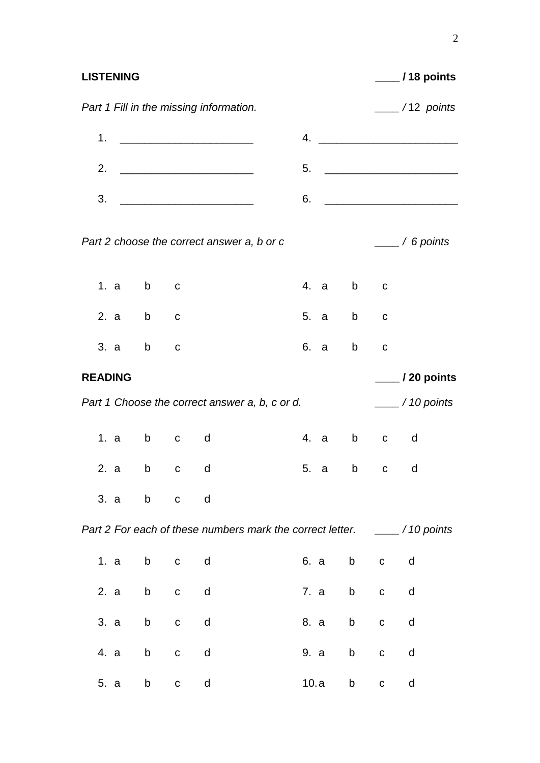**LISTENING** ____ **/ 18 points**

*Part 1 Fill in the missing information.* ____ */ 12 points*

1. ______________________
2. ______________________
3. ______________________
4. ______________________
5. ______________________
6. ______________________

*Part 2 choose the correct answer a, b or c* ____ */ 6 points*

1. a b c
2. a b c
3. a b c
4. a b c
5. a b c
6. a b c

**READING** ____ **/ 20 points**

*Part 1 Choose the correct answer a, b, c or d.* ____ */ 10 points*

1. a b c d
2. a b c d
3. a b c d
4. a b c d
5. a b c d

*Part 2 For each of these numbers mark the correct letter.* ____ */ 10 points*

1. a b c d
2. a b c d
3. a b c d
4. a b c d
5. a b c d
6. a b c d
7. a b c d
8. a b c d
9. a b c d
10. a b c d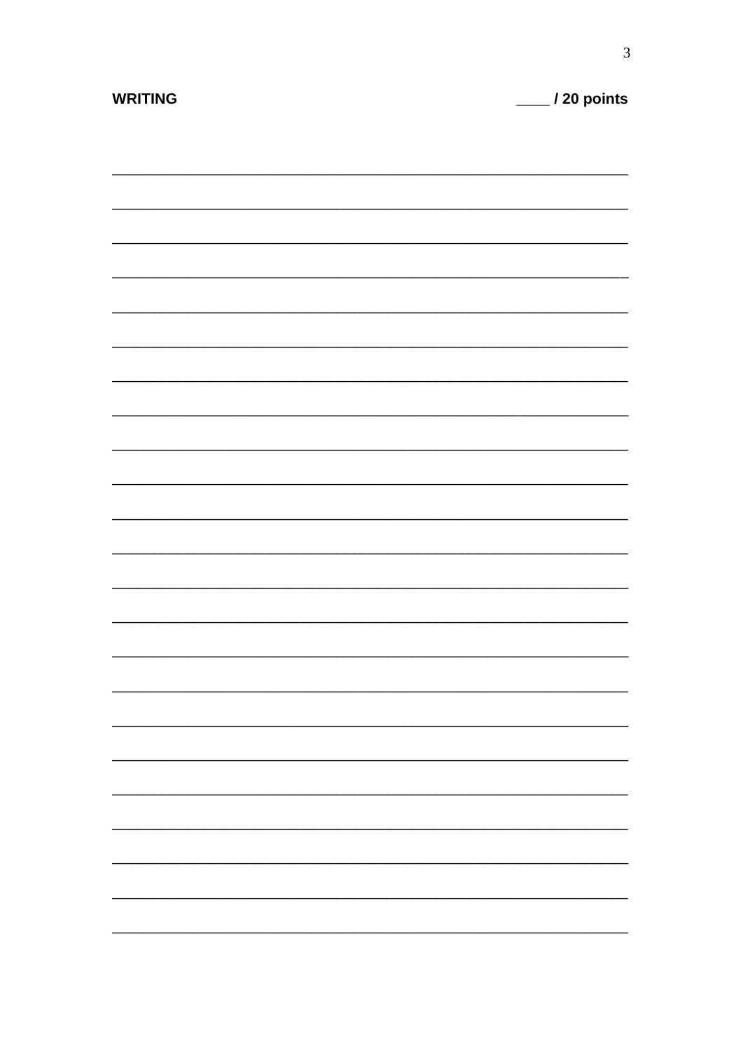**WRITING** ____ / 20 points

___________________________________________________________________________

___________________________________________________________________________

___________________________________________________________________________

___________________________________________________________________________

___________________________________________________________________________

___________________________________________________________________________

___________________________________________________________________________

___________________________________________________________________________

___________________________________________________________________________

___________________________________________________________________________

___________________________________________________________________________

___________________________________________________________________________

___________________________________________________________________________

___________________________________________________________________________

___________________________________________________________________________

___________________________________________________________________________

___________________________________________________________________________

___________________________________________________________________________

___________________________________________________________________________

___________________________________________________________________________

___________________________________________________________________________

___________________________________________________________________________

___________________________________________________________________________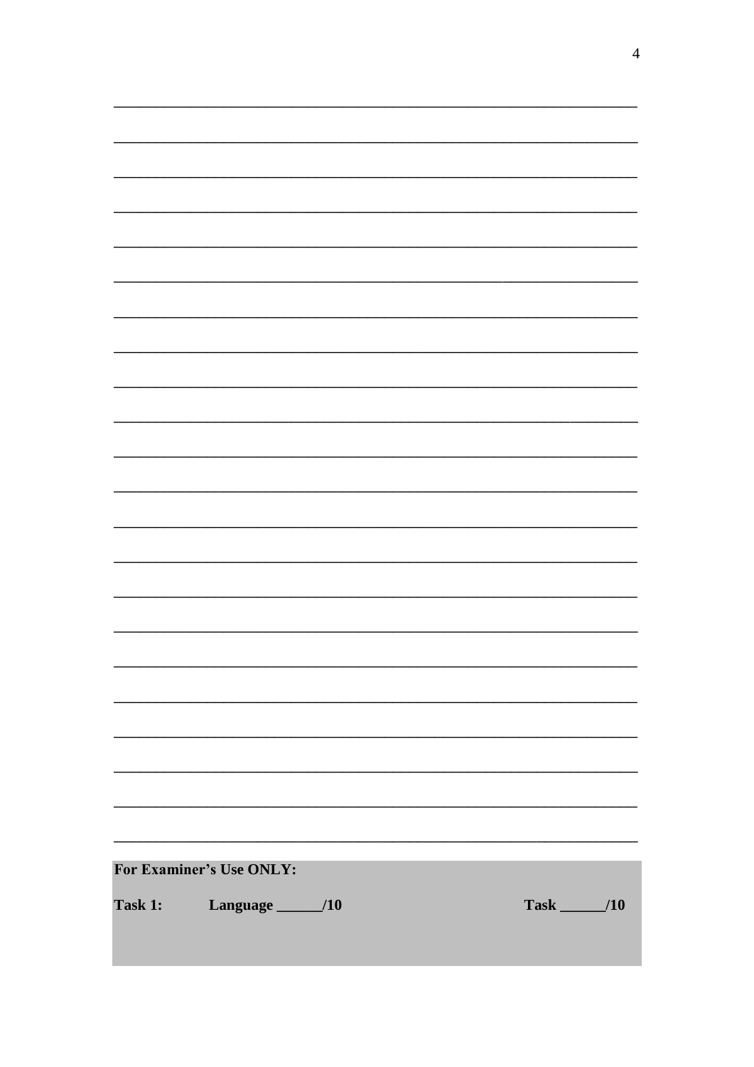**For Examiner's Use ONLY:**

**Task 1:** **Language ______/10** **Task ______/10**